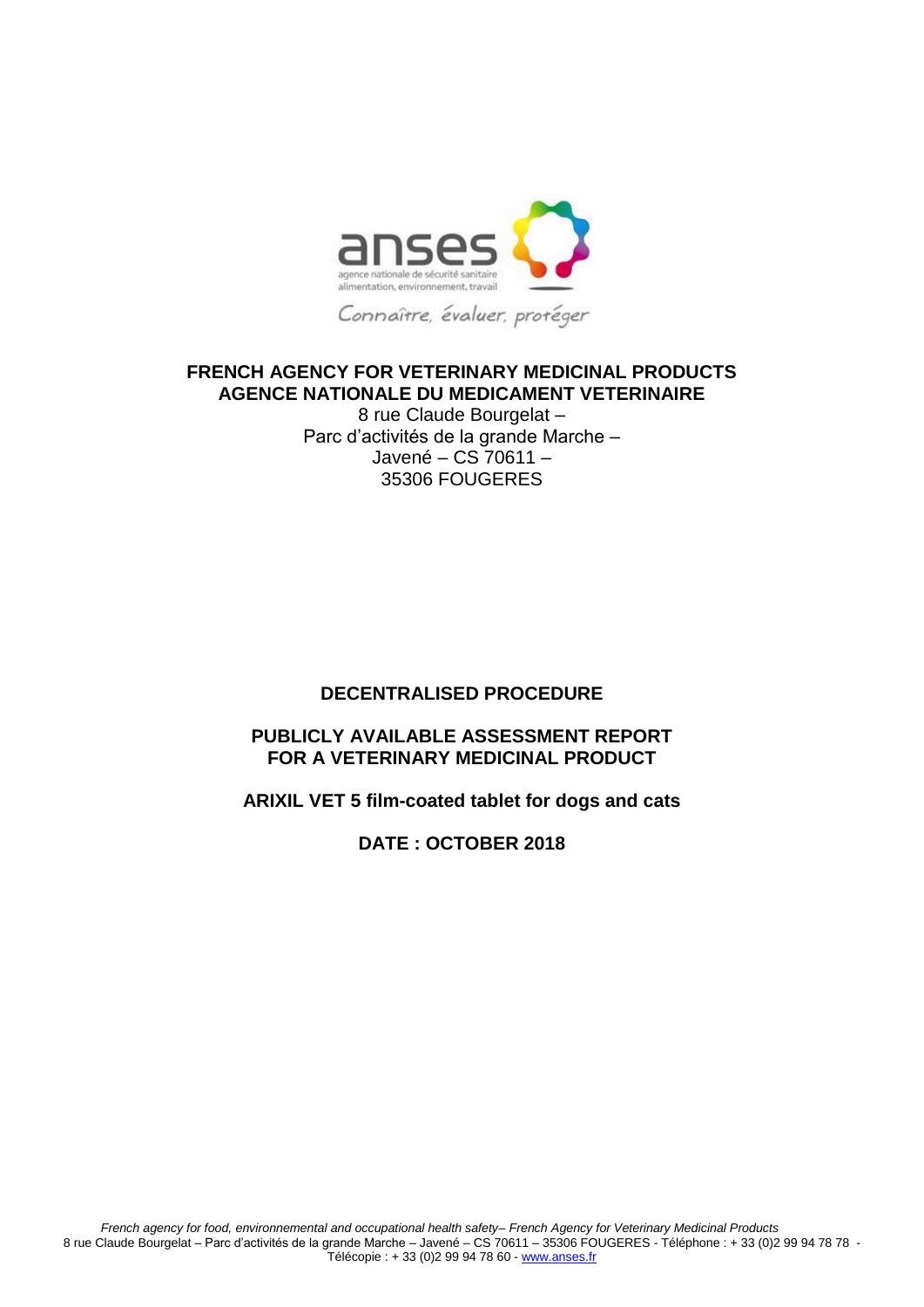anses

agence nationale de sécurité sanitaire
alimentation, environnement, travail

Connaître, évaluer, protéger

**FRENCH AGENCY FOR VETERINARY MEDICINAL PRODUCTS**
**AGENCE NATIONALE DU MEDICAMENT VETERINAIRE**

8 rue Claude Bourgelat –
Parc d'activités de la grande Marche –
Javené – CS 70611 –
35306 FOUGERES

**DECENTRALISED PROCEDURE**

**PUBLICLY AVAILABLE ASSESSMENT REPORT FOR A VETERINARY MEDICINAL PRODUCT**

**ARIXIL VET 5 film-coated tablet for dogs and cats**

**DATE : OCTOBER 2018**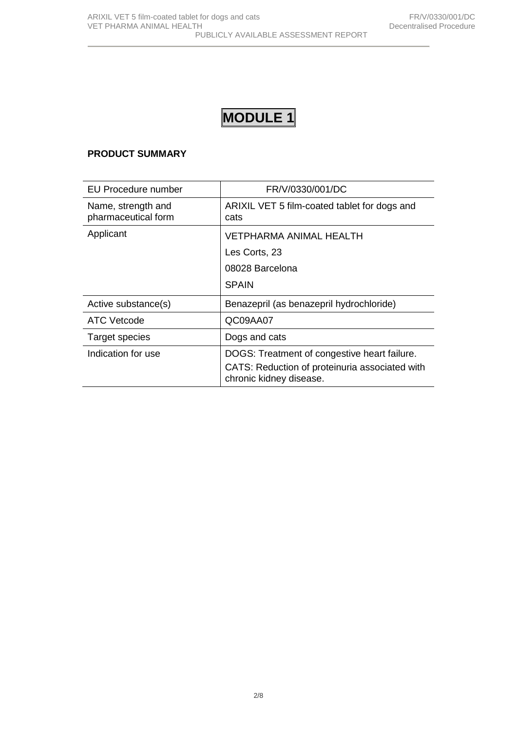# MODULE 1

**PRODUCT SUMMARY**

| EU Procedure number | FR/V/0330/001/DC |
|---|---|
| Name, strength and pharmaceutical form | ARIXIL VET 5 film-coated tablet for dogs and cats |
| Applicant | VETPHARMA ANIMAL HEALTH<br>Les Corts, 23<br>08028 Barcelona<br>SPAIN |
| Active substance(s) | Benazepril (as benazepril hydrochloride) |
| ATC Vetcode | QC09AA07 |
| Target species | Dogs and cats |
| Indication for use | DOGS: Treatment of congestive heart failure.<br>CATS: Reduction of proteinuria associated with chronic kidney disease. |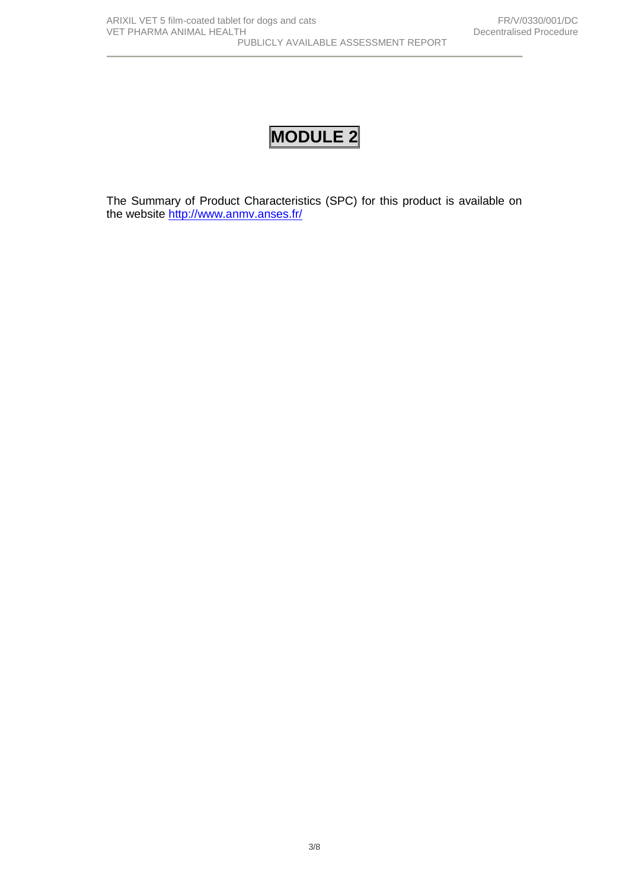# MODULE 2

The Summary of Product Characteristics (SPC) for this product is available on the website http://www.anmv.anses.fr/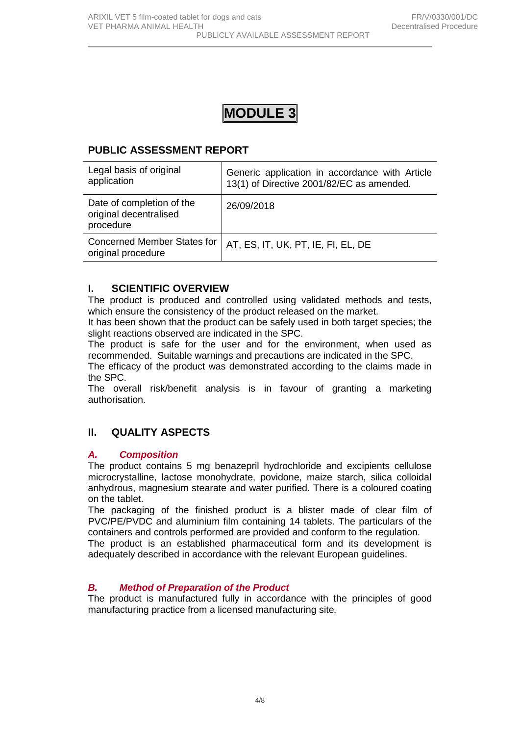# MODULE 3

## PUBLIC ASSESSMENT REPORT

| Legal basis of original application | Generic application in accordance with Article 13(1) of Directive 2001/82/EC as amended. |
|---|---|
| Date of completion of the original decentralised procedure | 26/09/2018 |
| Concerned Member States for original procedure | AT, ES, IT, UK, PT, IE, FI, EL, DE |

## I. SCIENTIFIC OVERVIEW

The product is produced and controlled using validated methods and tests, which ensure the consistency of the product released on the market.

It has been shown that the product can be safely used in both target species; the slight reactions observed are indicated in the SPC.

The product is safe for the user and for the environment, when used as recommended. Suitable warnings and precautions are indicated in the SPC.

The efficacy of the product was demonstrated according to the claims made in the SPC.

The overall risk/benefit analysis is in favour of granting a marketing authorisation.

## II. QUALITY ASPECTS

### *A. Composition*

The product contains 5 mg benazepril hydrochloride and excipients cellulose microcrystalline, lactose monohydrate, povidone, maize starch, silica colloidal anhydrous, magnesium stearate and water purified. There is a coloured coating on the tablet.

The packaging of the finished product is a blister made of clear film of PVC/PE/PVDC and aluminium film containing 14 tablets. The particulars of the containers and controls performed are provided and conform to the regulation.

The product is an established pharmaceutical form and its development is adequately described in accordance with the relevant European guidelines.

### *B. Method of Preparation of the Product*

The product is manufactured fully in accordance with the principles of good manufacturing practice from a licensed manufacturing site.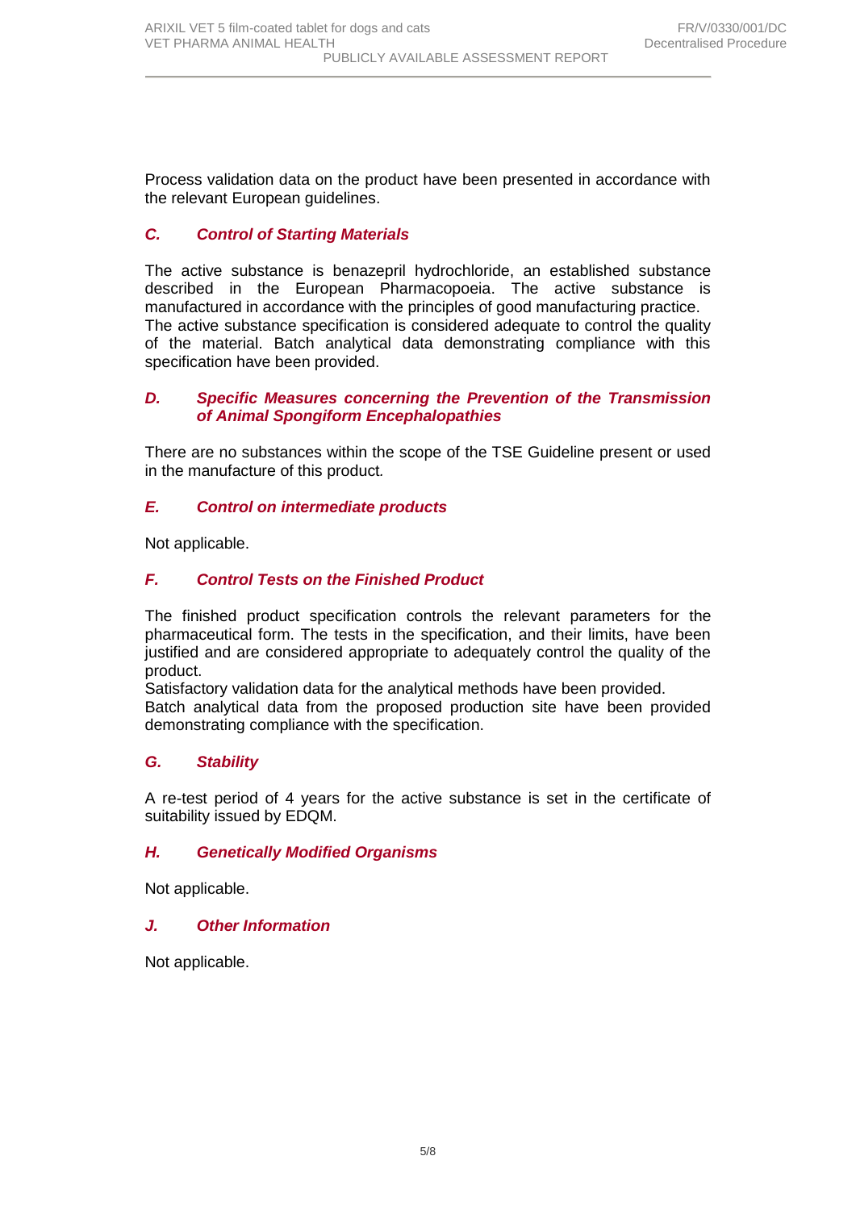Process validation data on the product have been presented in accordance with the relevant European guidelines.

### *C. Control of Starting Materials*

The active substance is benazepril hydrochloride, an established substance described in the European Pharmacopoeia. The active substance is manufactured in accordance with the principles of good manufacturing practice.
The active substance specification is considered adequate to control the quality of the material. Batch analytical data demonstrating compliance with this specification have been provided.

### *D. Specific Measures concerning the Prevention of the Transmission of Animal Spongiform Encephalopathies*

There are no substances within the scope of the TSE Guideline present or used in the manufacture of this product.

### *E. Control on intermediate products*

Not applicable.

### *F. Control Tests on the Finished Product*

The finished product specification controls the relevant parameters for the pharmaceutical form. The tests in the specification, and their limits, have been justified and are considered appropriate to adequately control the quality of the product.
Satisfactory validation data for the analytical methods have been provided.
Batch analytical data from the proposed production site have been provided demonstrating compliance with the specification.

### *G. Stability*

A re-test period of 4 years for the active substance is set in the certificate of suitability issued by EDQM.

### *H. Genetically Modified Organisms*

Not applicable.

### *J. Other Information*

Not applicable.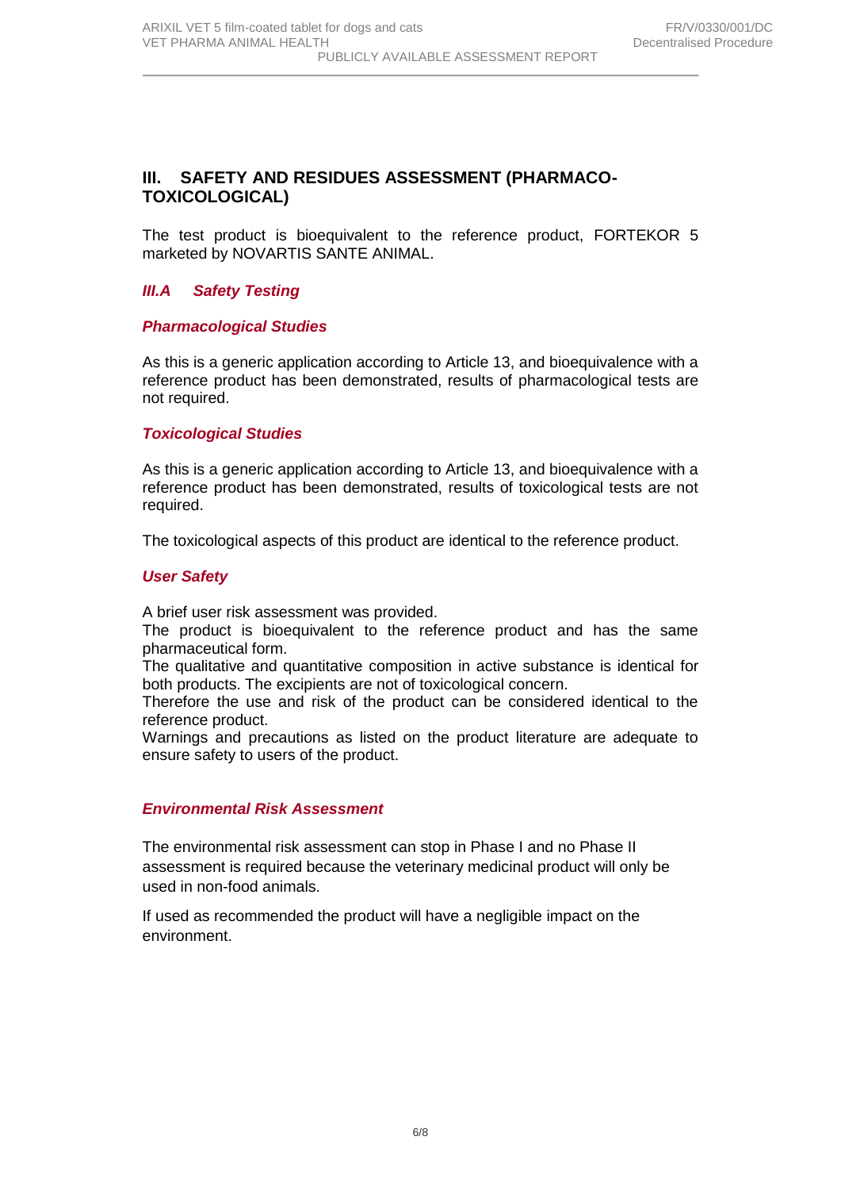## III. SAFETY AND RESIDUES ASSESSMENT (PHARMACO-TOXICOLOGICAL)

The test product is bioequivalent to the reference product, FORTEKOR 5 marketed by NOVARTIS SANTE ANIMAL.

### *III.A Safety Testing*

#### *Pharmacological Studies*

As this is a generic application according to Article 13, and bioequivalence with a reference product has been demonstrated, results of pharmacological tests are not required.

#### *Toxicological Studies*

As this is a generic application according to Article 13, and bioequivalence with a reference product has been demonstrated, results of toxicological tests are not required.

The toxicological aspects of this product are identical to the reference product.

#### *User Safety*

A brief user risk assessment was provided.
The product is bioequivalent to the reference product and has the same pharmaceutical form.
The qualitative and quantitative composition in active substance is identical for both products. The excipients are not of toxicological concern.
Therefore the use and risk of the product can be considered identical to the reference product.
Warnings and precautions as listed on the product literature are adequate to ensure safety to users of the product.

#### *Environmental Risk Assessment*

The environmental risk assessment can stop in Phase I and no Phase II assessment is required because the veterinary medicinal product will only be used in non-food animals.

If used as recommended the product will have a negligible impact on the environment.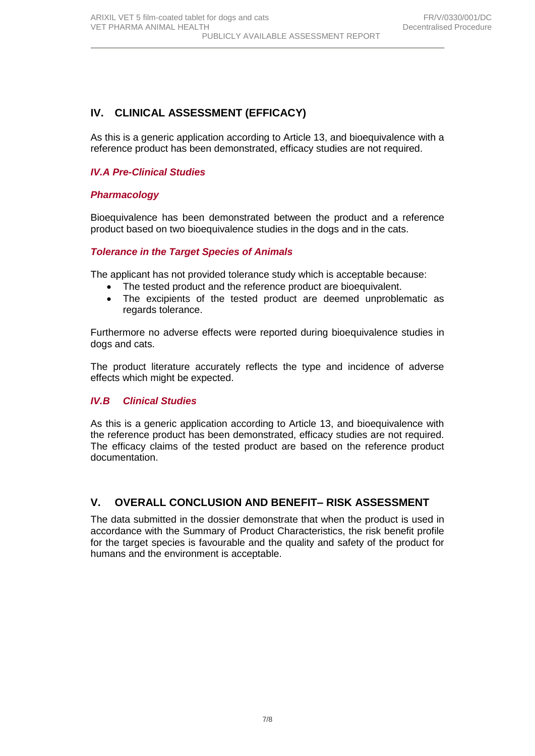# IV. CLINICAL ASSESSMENT (EFFICACY)

As this is a generic application according to Article 13, and bioequivalence with a reference product has been demonstrated, efficacy studies are not required.

## *IV.A Pre-Clinical Studies*

### *Pharmacology*

Bioequivalence has been demonstrated between the product and a reference product based on two bioequivalence studies in the dogs and in the cats.

### *Tolerance in the Target Species of Animals*

The applicant has not provided tolerance study which is acceptable because:

- The tested product and the reference product are bioequivalent.
- The excipients of the tested product are deemed unproblematic as regards tolerance.

Furthermore no adverse effects were reported during bioequivalence studies in dogs and cats.

The product literature accurately reflects the type and incidence of adverse effects which might be expected.

## *IV.B Clinical Studies*

As this is a generic application according to Article 13, and bioequivalence with the reference product has been demonstrated, efficacy studies are not required. The efficacy claims of the tested product are based on the reference product documentation.

# V. OVERALL CONCLUSION AND BENEFIT– RISK ASSESSMENT

The data submitted in the dossier demonstrate that when the product is used in accordance with the Summary of Product Characteristics, the risk benefit profile for the target species is favourable and the quality and safety of the product for humans and the environment is acceptable.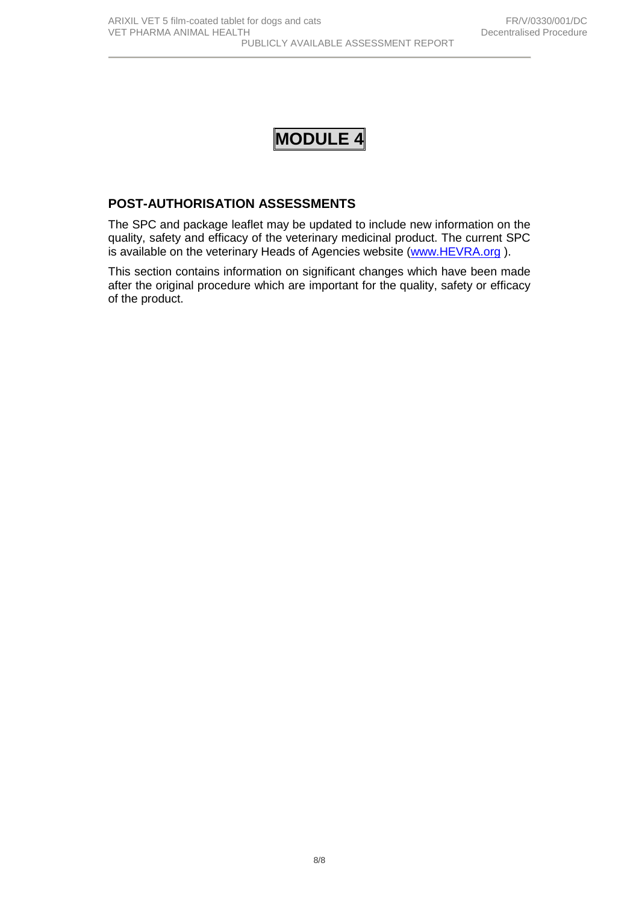# MODULE 4

## POST-AUTHORISATION ASSESSMENTS

The SPC and package leaflet may be updated to include new information on the quality, safety and efficacy of the veterinary medicinal product. The current SPC is available on the veterinary Heads of Agencies website (www.HEVRA.org ).

This section contains information on significant changes which have been made after the original procedure which are important for the quality, safety or efficacy of the product.